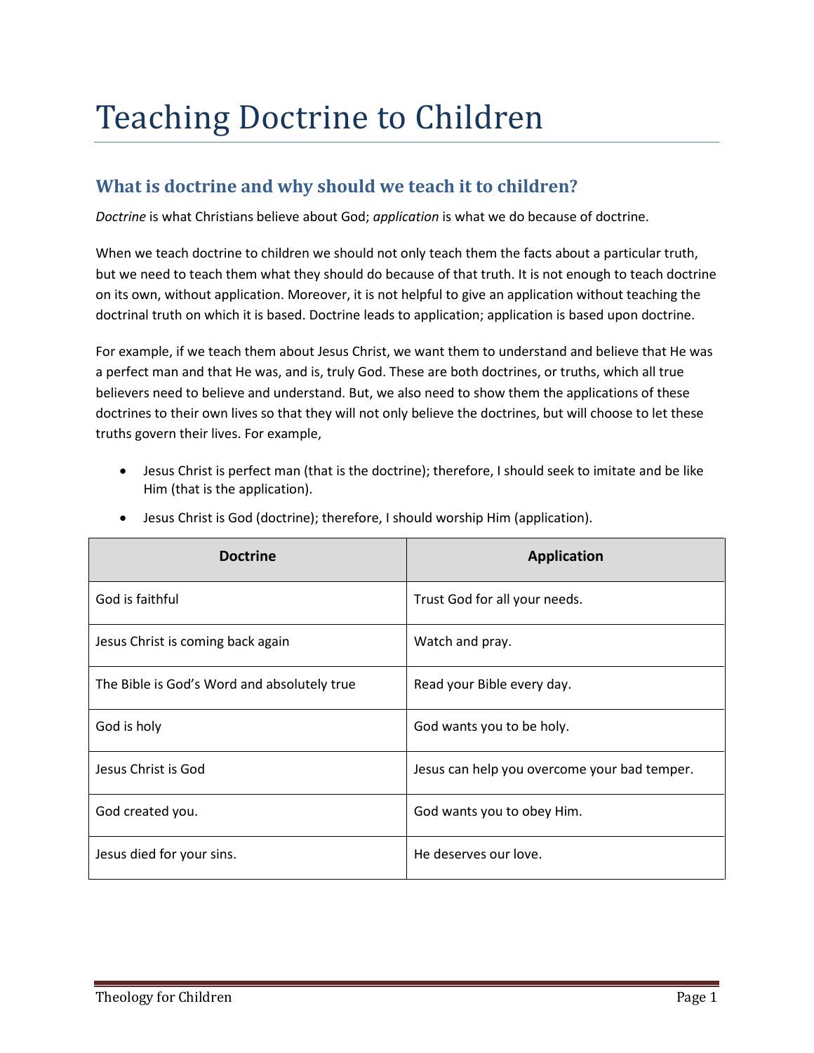# Teaching Doctrine to Children

## What is doctrine and why should we teach it to children?

*Doctrine* is what Christians believe about God; *application* is what we do because of doctrine.

When we teach doctrine to children we should not only teach them the facts about a particular truth, but we need to teach them what they should do because of that truth. It is not enough to teach doctrine on its own, without application. Moreover, it is not helpful to give an application without teaching the doctrinal truth on which it is based. Doctrine leads to application; application is based upon doctrine.

For example, if we teach them about Jesus Christ, we want them to understand and believe that He was a perfect man and that He was, and is, truly God. These are both doctrines, or truths, which all true believers need to believe and understand. But, we also need to show them the applications of these doctrines to their own lives so that they will not only believe the doctrines, but will choose to let these truths govern their lives. For example,

- Jesus Christ is perfect man (that is the doctrine); therefore, I should seek to imitate and be like Him (that is the application).
- Jesus Christ is God (doctrine); therefore, I should worship Him (application).

| Doctrine | Application |
| --- | --- |
| God is faithful | Trust God for all your needs. |
| Jesus Christ is coming back again | Watch and pray. |
| The Bible is God's Word and absolutely true | Read your Bible every day. |
| God is holy | God wants you to be holy. |
| Jesus Christ is God | Jesus can help you overcome your bad temper. |
| God created you. | God wants you to obey Him. |
| Jesus died for your sins. | He deserves our love. |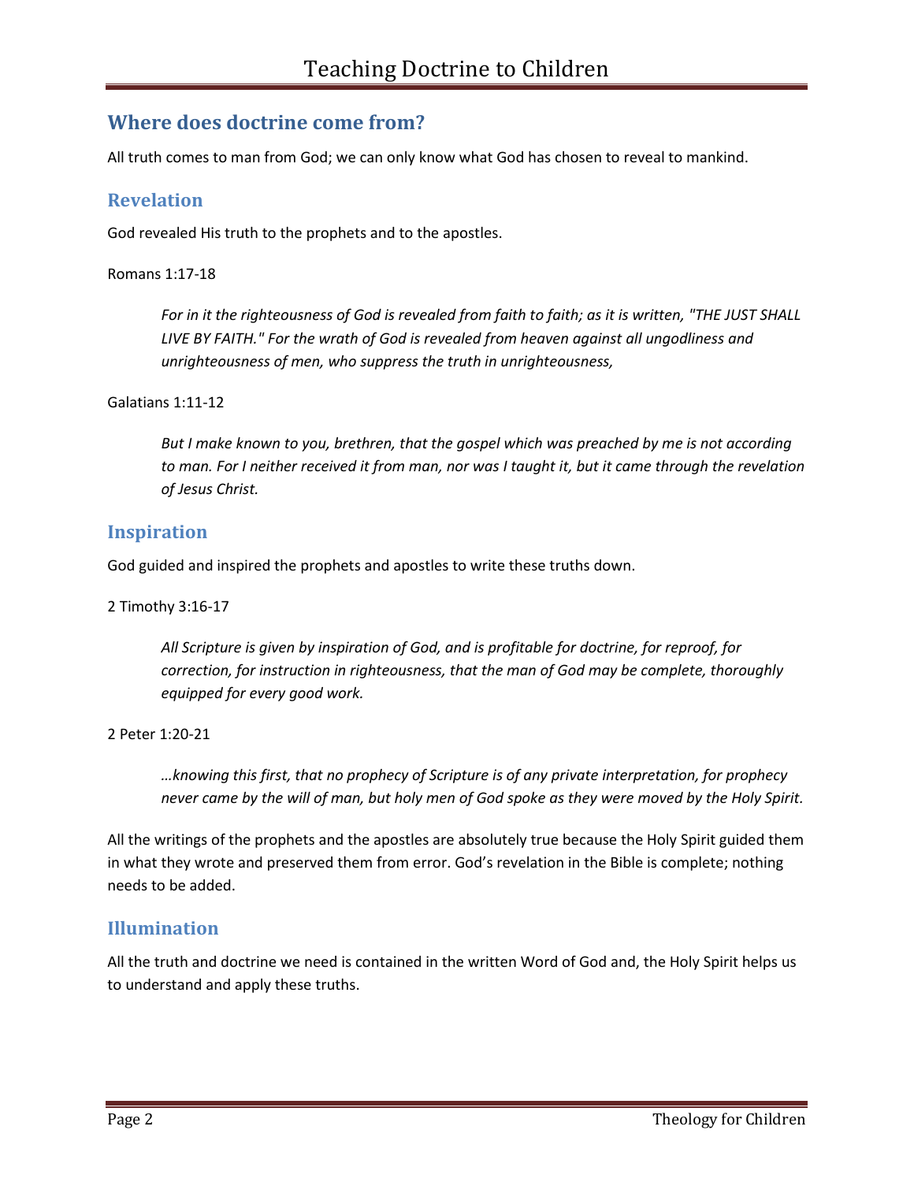## Where does doctrine come from?

All truth comes to man from God; we can only know what God has chosen to reveal to mankind.

### Revelation

God revealed His truth to the prophets and to the apostles.

Romans 1:17-18

> *For in it the righteousness of God is revealed from faith to faith; as it is written, "THE JUST SHALL LIVE BY FAITH." For the wrath of God is revealed from heaven against all ungodliness and unrighteousness of men, who suppress the truth in unrighteousness,*

Galatians 1:11-12

> *But I make known to you, brethren, that the gospel which was preached by me is not according to man. For I neither received it from man, nor was I taught it, but it came through the revelation of Jesus Christ.*

### Inspiration

God guided and inspired the prophets and apostles to write these truths down.

2 Timothy 3:16-17

> *All Scripture is given by inspiration of God, and is profitable for doctrine, for reproof, for correction, for instruction in righteousness, that the man of God may be complete, thoroughly equipped for every good work.*

2 Peter 1:20-21

> *…knowing this first, that no prophecy of Scripture is of any private interpretation, for prophecy never came by the will of man, but holy men of God spoke as they were moved by the Holy Spirit.*

All the writings of the prophets and the apostles are absolutely true because the Holy Spirit guided them in what they wrote and preserved them from error. God's revelation in the Bible is complete; nothing needs to be added.

### Illumination

All the truth and doctrine we need is contained in the written Word of God and, the Holy Spirit helps us to understand and apply these truths.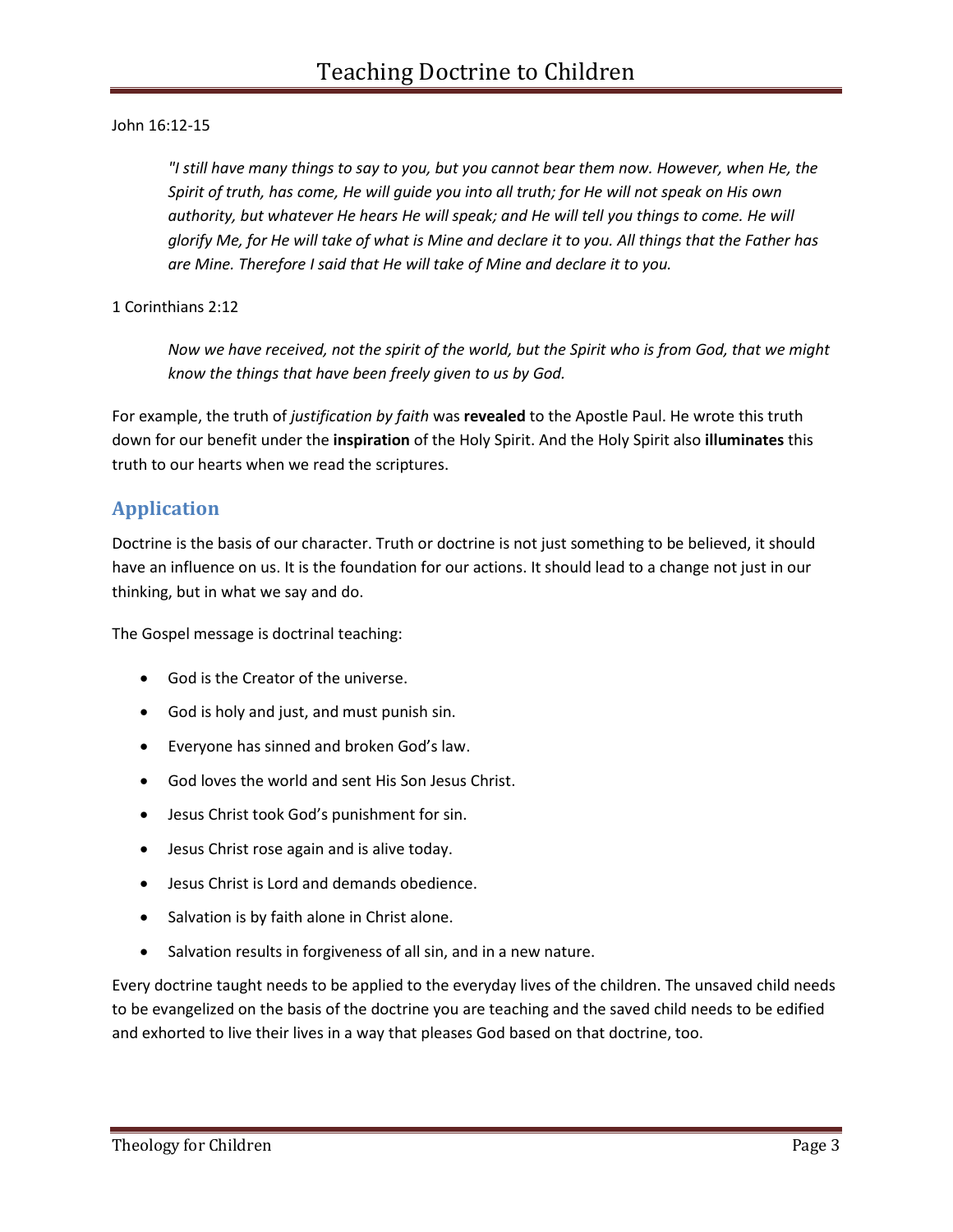John 16:12-15

> *"I still have many things to say to you, but you cannot bear them now. However, when He, the Spirit of truth, has come, He will guide you into all truth; for He will not speak on His own authority, but whatever He hears He will speak; and He will tell you things to come. He will glorify Me, for He will take of what is Mine and declare it to you. All things that the Father has are Mine. Therefore I said that He will take of Mine and declare it to you.*

1 Corinthians 2:12

> *Now we have received, not the spirit of the world, but the Spirit who is from God, that we might know the things that have been freely given to us by God.*

For example, the truth of *justification by faith* was **revealed** to the Apostle Paul. He wrote this truth down for our benefit under the **inspiration** of the Holy Spirit. And the Holy Spirit also **illuminates** this truth to our hearts when we read the scriptures.

## Application

Doctrine is the basis of our character. Truth or doctrine is not just something to be believed, it should have an influence on us. It is the foundation for our actions. It should lead to a change not just in our thinking, but in what we say and do.

The Gospel message is doctrinal teaching:

- God is the Creator of the universe.
- God is holy and just, and must punish sin.
- Everyone has sinned and broken God's law.
- God loves the world and sent His Son Jesus Christ.
- Jesus Christ took God's punishment for sin.
- Jesus Christ rose again and is alive today.
- Jesus Christ is Lord and demands obedience.
- Salvation is by faith alone in Christ alone.
- Salvation results in forgiveness of all sin, and in a new nature.

Every doctrine taught needs to be applied to the everyday lives of the children. The unsaved child needs to be evangelized on the basis of the doctrine you are teaching and the saved child needs to be edified and exhorted to live their lives in a way that pleases God based on that doctrine, too.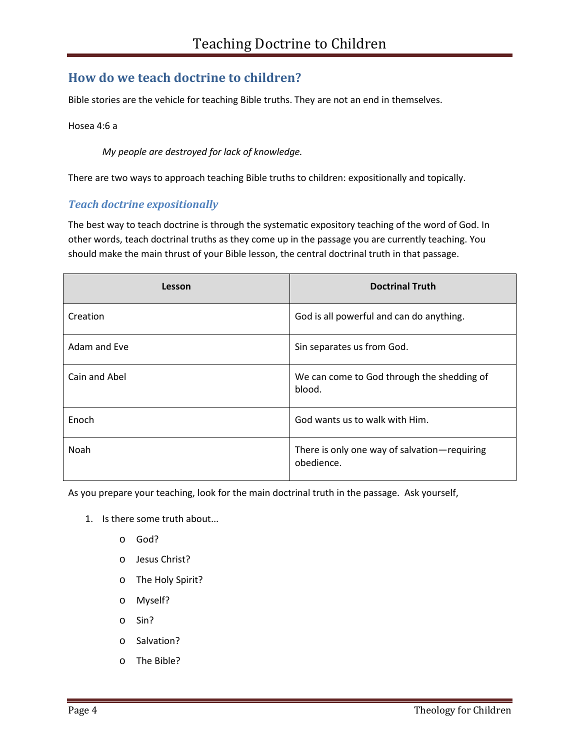## How do we teach doctrine to children?

Bible stories are the vehicle for teaching Bible truths. They are not an end in themselves.

Hosea 4:6 a

> *My people are destroyed for lack of knowledge.*

There are two ways to approach teaching Bible truths to children: expositionally and topically.

### *Teach doctrine expositionally*

The best way to teach doctrine is through the systematic expository teaching of the word of God. In other words, teach doctrinal truths as they come up in the passage you are currently teaching. You should make the main thrust of your Bible lesson, the central doctrinal truth in that passage.

| Lesson | Doctrinal Truth |
|---|---|
| Creation | God is all powerful and can do anything. |
| Adam and Eve | Sin separates us from God. |
| Cain and Abel | We can come to God through the shedding of blood. |
| Enoch | God wants us to walk with Him. |
| Noah | There is only one way of salvation—requiring obedience. |

As you prepare your teaching, look for the main doctrinal truth in the passage. Ask yourself,

1. Is there some truth about...
   - God?
   - Jesus Christ?
   - The Holy Spirit?
   - Myself?
   - Sin?
   - Salvation?
   - The Bible?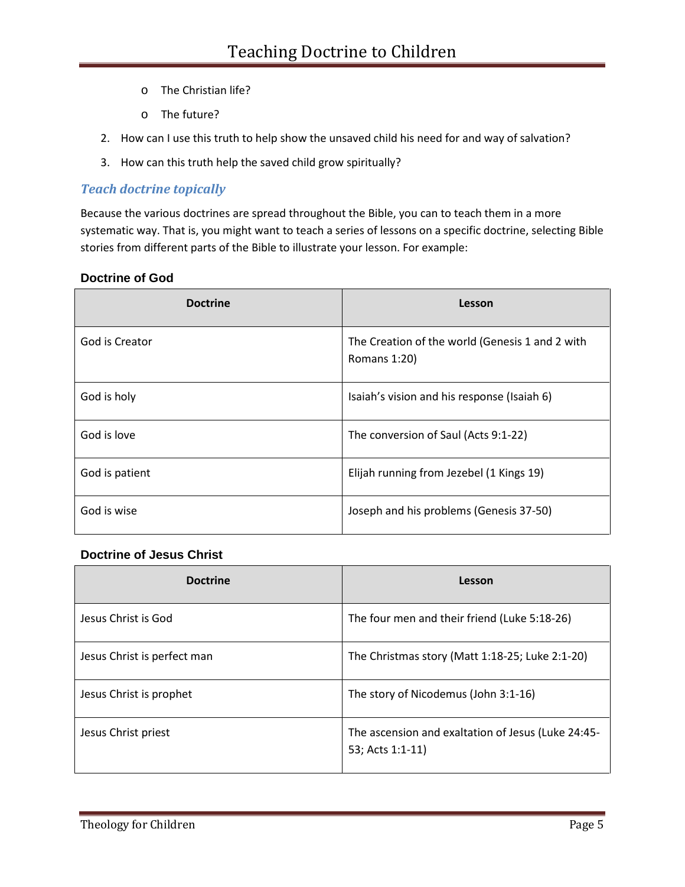- The Christian life?
- The future?

2. How can I use this truth to help show the unsaved child his need for and way of salvation?
3. How can this truth help the saved child grow spiritually?

## *Teach doctrine topically*

Because the various doctrines are spread throughout the Bible, you can to teach them in a more systematic way. That is, you might want to teach a series of lessons on a specific doctrine, selecting Bible stories from different parts of the Bible to illustrate your lesson. For example:

### Doctrine of God

| Doctrine | Lesson |
|---|---|
| God is Creator | The Creation of the world (Genesis 1 and 2 with Romans 1:20) |
| God is holy | Isaiah's vision and his response (Isaiah 6) |
| God is love | The conversion of Saul (Acts 9:1-22) |
| God is patient | Elijah running from Jezebel (1 Kings 19) |
| God is wise | Joseph and his problems (Genesis 37-50) |

### Doctrine of Jesus Christ

| Doctrine | Lesson |
|---|---|
| Jesus Christ is God | The four men and their friend (Luke 5:18-26) |
| Jesus Christ is perfect man | The Christmas story (Matt 1:18-25; Luke 2:1-20) |
| Jesus Christ is prophet | The story of Nicodemus (John 3:1-16) |
| Jesus Christ priest | The ascension and exaltation of Jesus (Luke 24:45-53; Acts 1:1-11) |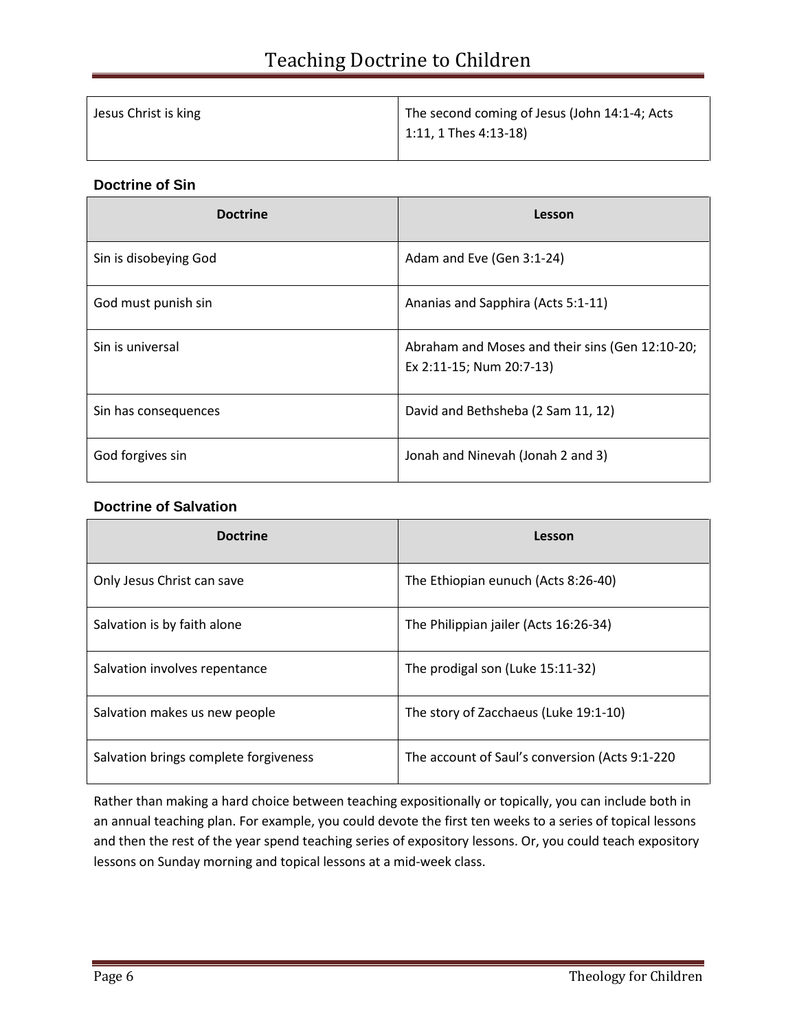| Jesus Christ is king | The second coming of Jesus (John 14:1-4; Acts 1:11, 1 Thes 4:13-18) |
|---|---|

### Doctrine of Sin

| Doctrine | Lesson |
|---|---|
| Sin is disobeying God | Adam and Eve (Gen 3:1-24) |
| God must punish sin | Ananias and Sapphira (Acts 5:1-11) |
| Sin is universal | Abraham and Moses and their sins (Gen 12:10-20; Ex 2:11-15; Num 20:7-13) |
| Sin has consequences | David and Bethsheba (2 Sam 11, 12) |
| God forgives sin | Jonah and Ninevah (Jonah 2 and 3) |

### Doctrine of Salvation

| Doctrine | Lesson |
|---|---|
| Only Jesus Christ can save | The Ethiopian eunuch (Acts 8:26-40) |
| Salvation is by faith alone | The Philippian jailer (Acts 16:26-34) |
| Salvation involves repentance | The prodigal son (Luke 15:11-32) |
| Salvation makes us new people | The story of Zacchaeus (Luke 19:1-10) |
| Salvation brings complete forgiveness | The account of Saul's conversion (Acts 9:1-220 |

Rather than making a hard choice between teaching expositionally or topically, you can include both in an annual teaching plan. For example, you could devote the first ten weeks to a series of topical lessons and then the rest of the year spend teaching series of expository lessons. Or, you could teach expository lessons on Sunday morning and topical lessons at a mid-week class.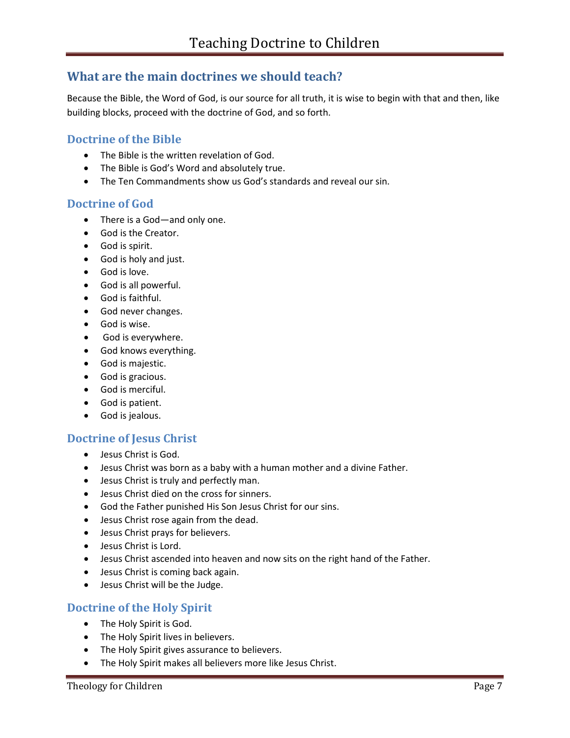## What are the main doctrines we should teach?

Because the Bible, the Word of God, is our source for all truth, it is wise to begin with that and then, like building blocks, proceed with the doctrine of God, and so forth.

### Doctrine of the Bible

- The Bible is the written revelation of God.
- The Bible is God's Word and absolutely true.
- The Ten Commandments show us God's standards and reveal our sin.

### Doctrine of God

- There is a God—and only one.
- God is the Creator.
- God is spirit.
- God is holy and just.
- God is love.
- God is all powerful.
- God is faithful.
- God never changes.
- God is wise.
- God is everywhere.
- God knows everything.
- God is majestic.
- God is gracious.
- God is merciful.
- God is patient.
- God is jealous.

### Doctrine of Jesus Christ

- Jesus Christ is God.
- Jesus Christ was born as a baby with a human mother and a divine Father.
- Jesus Christ is truly and perfectly man.
- Jesus Christ died on the cross for sinners.
- God the Father punished His Son Jesus Christ for our sins.
- Jesus Christ rose again from the dead.
- Jesus Christ prays for believers.
- Jesus Christ is Lord.
- Jesus Christ ascended into heaven and now sits on the right hand of the Father.
- Jesus Christ is coming back again.
- Jesus Christ will be the Judge.

### Doctrine of the Holy Spirit

- The Holy Spirit is God.
- The Holy Spirit lives in believers.
- The Holy Spirit gives assurance to believers.
- The Holy Spirit makes all believers more like Jesus Christ.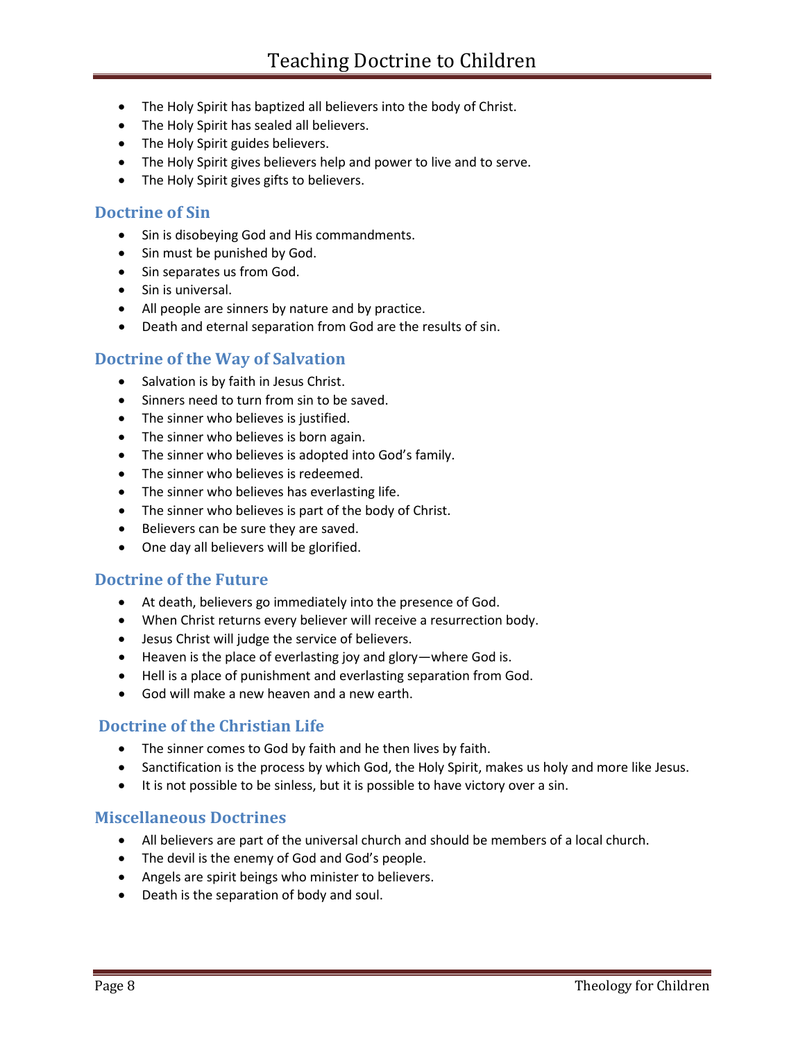- The Holy Spirit has baptized all believers into the body of Christ.
- The Holy Spirit has sealed all believers.
- The Holy Spirit guides believers.
- The Holy Spirit gives believers help and power to live and to serve.
- The Holy Spirit gives gifts to believers.

## Doctrine of Sin

- Sin is disobeying God and His commandments.
- Sin must be punished by God.
- Sin separates us from God.
- Sin is universal.
- All people are sinners by nature and by practice.
- Death and eternal separation from God are the results of sin.

## Doctrine of the Way of Salvation

- Salvation is by faith in Jesus Christ.
- Sinners need to turn from sin to be saved.
- The sinner who believes is justified.
- The sinner who believes is born again.
- The sinner who believes is adopted into God's family.
- The sinner who believes is redeemed.
- The sinner who believes has everlasting life.
- The sinner who believes is part of the body of Christ.
- Believers can be sure they are saved.
- One day all believers will be glorified.

## Doctrine of the Future

- At death, believers go immediately into the presence of God.
- When Christ returns every believer will receive a resurrection body.
- Jesus Christ will judge the service of believers.
- Heaven is the place of everlasting joy and glory—where God is.
- Hell is a place of punishment and everlasting separation from God.
- God will make a new heaven and a new earth.

## Doctrine of the Christian Life

- The sinner comes to God by faith and he then lives by faith.
- Sanctification is the process by which God, the Holy Spirit, makes us holy and more like Jesus.
- It is not possible to be sinless, but it is possible to have victory over a sin.

## Miscellaneous Doctrines

- All believers are part of the universal church and should be members of a local church.
- The devil is the enemy of God and God's people.
- Angels are spirit beings who minister to believers.
- Death is the separation of body and soul.